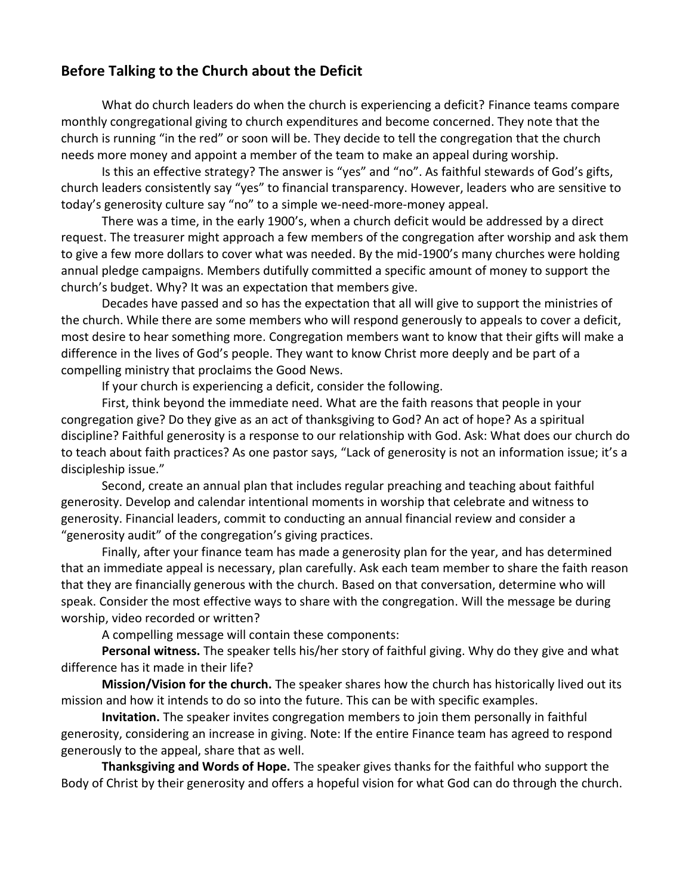## Before Talking to the Church about the Deficit

What do church leaders do when the church is experiencing a deficit? Finance teams compare monthly congregational giving to church expenditures and become concerned. They note that the church is running “in the red” or soon will be. They decide to tell the congregation that the church needs more money and appoint a member of the team to make an appeal during worship.

Is this an effective strategy? The answer is “yes” and “no”. As faithful stewards of God’s gifts, church leaders consistently say “yes” to financial transparency. However, leaders who are sensitive to today’s generosity culture say “no” to a simple we-need-more-money appeal.

There was a time, in the early 1900’s, when a church deficit would be addressed by a direct request. The treasurer might approach a few members of the congregation after worship and ask them to give a few more dollars to cover what was needed. By the mid-1900’s many churches were holding annual pledge campaigns. Members dutifully committed a specific amount of money to support the church’s budget. Why? It was an expectation that members give.

Decades have passed and so has the expectation that all will give to support the ministries of the church. While there are some members who will respond generously to appeals to cover a deficit, most desire to hear something more. Congregation members want to know that their gifts will make a difference in the lives of God’s people. They want to know Christ more deeply and be part of a compelling ministry that proclaims the Good News.

If your church is experiencing a deficit, consider the following.

First, think beyond the immediate need. What are the faith reasons that people in your congregation give? Do they give as an act of thanksgiving to God? An act of hope? As a spiritual discipline? Faithful generosity is a response to our relationship with God. Ask: What does our church do to teach about faith practices? As one pastor says, “Lack of generosity is not an information issue; it’s a discipleship issue.”

Second, create an annual plan that includes regular preaching and teaching about faithful generosity. Develop and calendar intentional moments in worship that celebrate and witness to generosity. Financial leaders, commit to conducting an annual financial review and consider a “generosity audit” of the congregation’s giving practices.

Finally, after your finance team has made a generosity plan for the year, and has determined that an immediate appeal is necessary, plan carefully. Ask each team member to share the faith reason that they are financially generous with the church. Based on that conversation, determine who will speak. Consider the most effective ways to share with the congregation. Will the message be during worship, video recorded or written?

A compelling message will contain these components:

**Personal witness.** The speaker tells his/her story of faithful giving. Why do they give and what difference has it made in their life?

**Mission/Vision for the church.** The speaker shares how the church has historically lived out its mission and how it intends to do so into the future. This can be with specific examples.

**Invitation.** The speaker invites congregation members to join them personally in faithful generosity, considering an increase in giving. Note: If the entire Finance team has agreed to respond generously to the appeal, share that as well.

**Thanksgiving and Words of Hope.** The speaker gives thanks for the faithful who support the Body of Christ by their generosity and offers a hopeful vision for what God can do through the church.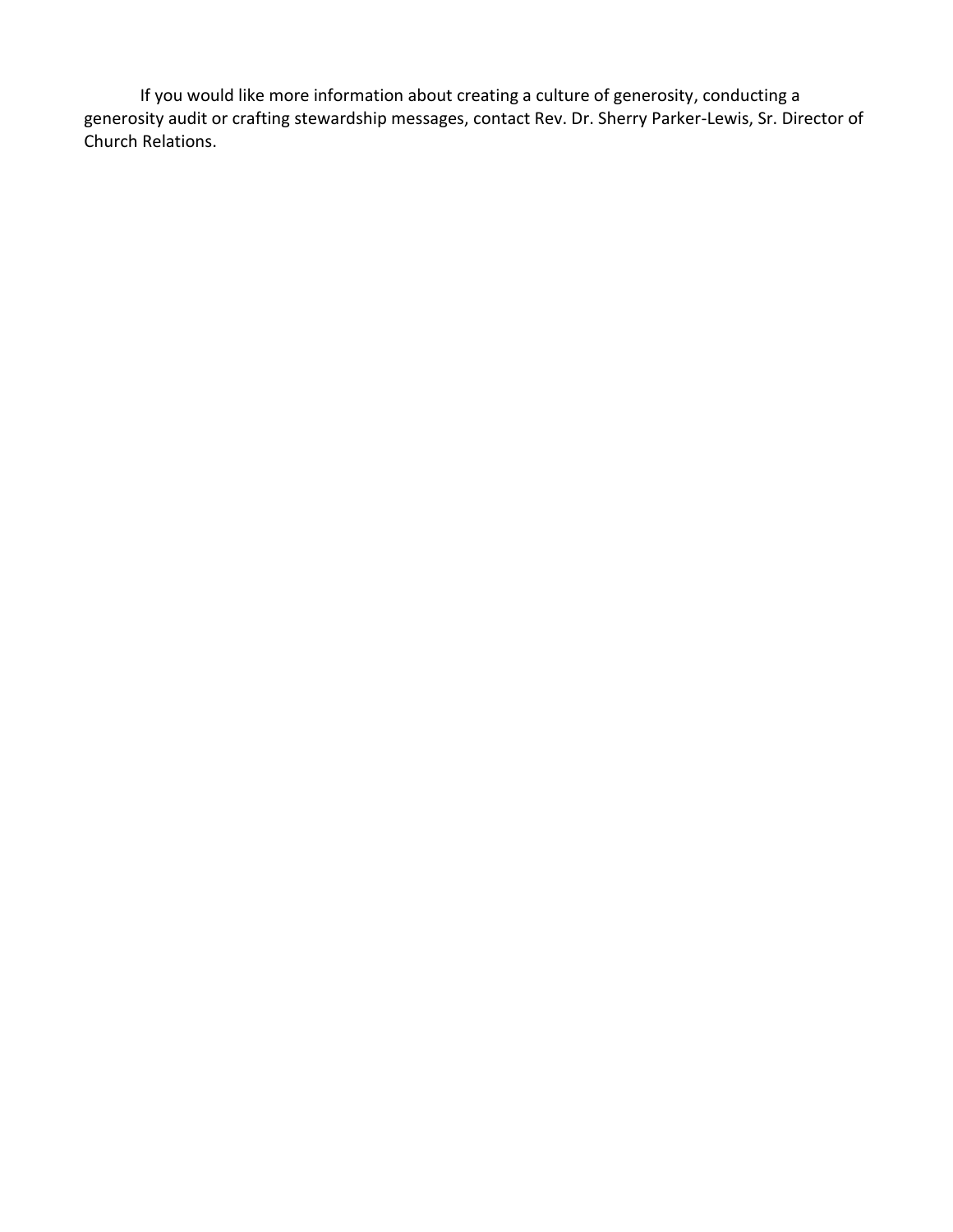If you would like more information about creating a culture of generosity, conducting a generosity audit or crafting stewardship messages, contact Rev. Dr. Sherry Parker-Lewis, Sr. Director of Church Relations.